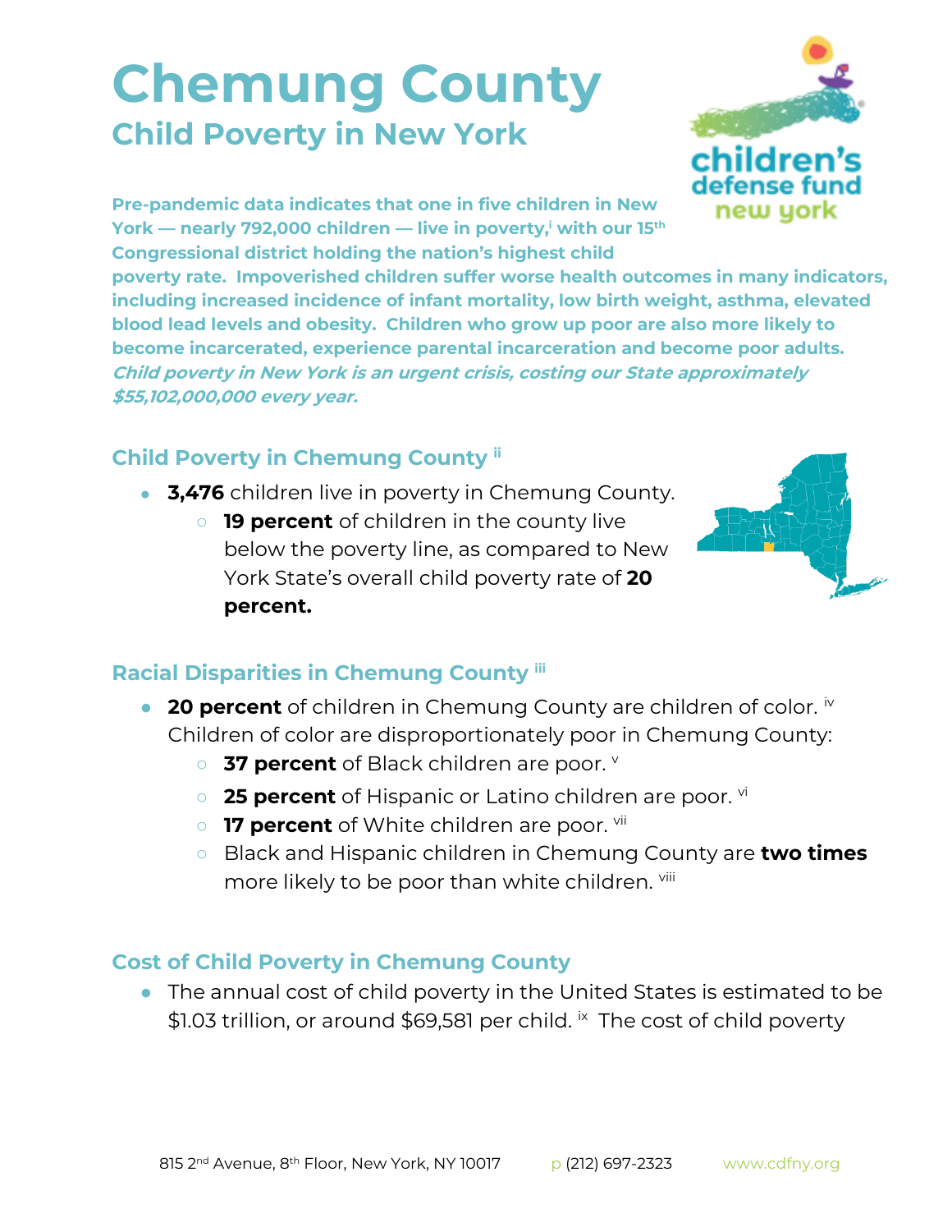# Chemung County

## Child Poverty in New York

**Pre-pandemic data indicates that one in five children in New York — nearly 792,000 children — live in poverty,[i] with our 15th Congressional district holding the nation's highest child poverty rate. Impoverished children suffer worse health outcomes in many indicators, including increased incidence of infant mortality, low birth weight, asthma, elevated blood lead levels and obesity. Children who grow up poor are also more likely to become incarcerated, experience parental incarceration and become poor adults.** ***Child poverty in New York is an urgent crisis, costing our State approximately $55,102,000,000 every year.***

### Child Poverty in Chemung County [ii]

- **3,476** children live in poverty in Chemung County.
  - **19 percent** of children in the county live below the poverty line, as compared to New York State's overall child poverty rate of **20 percent.**

### Racial Disparities in Chemung County [iii]

- **20 percent** of children in Chemung County are children of color. [iv] Children of color are disproportionately poor in Chemung County:
  - **37 percent** of Black children are poor. [v]
  - **25 percent** of Hispanic or Latino children are poor. [vi]
  - **17 percent** of White children are poor. [vii]
  - Black and Hispanic children in Chemung County are **two times** more likely to be poor than white children. [viii]

### Cost of Child Poverty in Chemung County

- The annual cost of child poverty in the United States is estimated to be $1.03 trillion, or around $69,581 per child. [ix] The cost of child poverty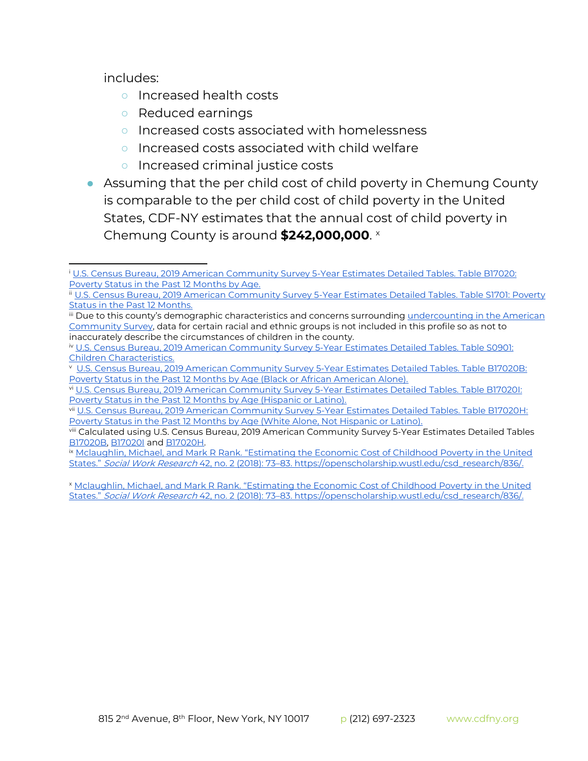includes:

- Increased health costs
- Reduced earnings
- Increased costs associated with homelessness
- Increased costs associated with child welfare
- Increased criminal justice costs

- Assuming that the per child cost of child poverty in Chemung County is comparable to the per child cost of child poverty in the United States, CDF-NY estimates that the annual cost of child poverty in Chemung County is around **$242,000,000**. [x]

---

[i] U.S. Census Bureau, 2019 American Community Survey 5-Year Estimates Detailed Tables. Table B17020: Poverty Status in the Past 12 Months by Age.

[ii] U.S. Census Bureau, 2019 American Community Survey 5-Year Estimates Detailed Tables. Table S1701: Poverty Status in the Past 12 Months.

[iii] Due to this county's demographic characteristics and concerns surrounding undercounting in the American Community Survey, data for certain racial and ethnic groups is not included in this profile so as not to inaccurately describe the circumstances of children in the county.

[iv] U.S. Census Bureau, 2019 American Community Survey 5-Year Estimates Detailed Tables. Table S0901: Children Characteristics.

[v] U.S. Census Bureau, 2019 American Community Survey 5-Year Estimates Detailed Tables. Table B17020B: Poverty Status in the Past 12 Months by Age (Black or African American Alone).

[vi] U.S. Census Bureau, 2019 American Community Survey 5-Year Estimates Detailed Tables. Table B17020I: Poverty Status in the Past 12 Months by Age (Hispanic or Latino).

[vii] U.S. Census Bureau, 2019 American Community Survey 5-Year Estimates Detailed Tables. Table B17020H: Poverty Status in the Past 12 Months by Age (White Alone, Not Hispanic or Latino).

[viii] Calculated using U.S. Census Bureau, 2019 American Community Survey 5-Year Estimates Detailed Tables B17020B, B17020I and B17020H.

[ix] Mclaughlin, Michael, and Mark R Rank. "Estimating the Economic Cost of Childhood Poverty in the United States." *Social Work Research* 42, no. 2 (2018): 73–83. https://openscholarship.wustl.edu/csd_research/836/.

[x] Mclaughlin, Michael, and Mark R Rank. "Estimating the Economic Cost of Childhood Poverty in the United States." *Social Work Research* 42, no. 2 (2018): 73–83. https://openscholarship.wustl.edu/csd_research/836/.